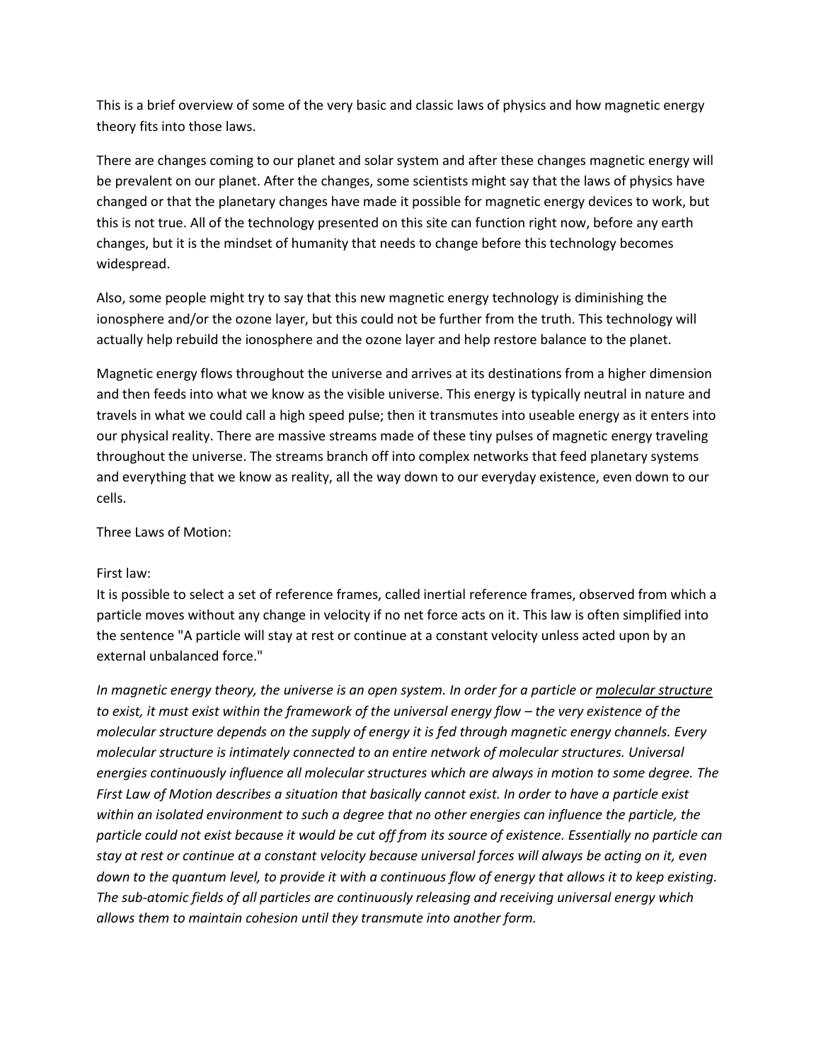This is a brief overview of some of the very basic and classic laws of physics and how magnetic energy theory fits into those laws.

There are changes coming to our planet and solar system and after these changes magnetic energy will be prevalent on our planet. After the changes, some scientists might say that the laws of physics have changed or that the planetary changes have made it possible for magnetic energy devices to work, but this is not true. All of the technology presented on this site can function right now, before any earth changes, but it is the mindset of humanity that needs to change before this technology becomes widespread.

Also, some people might try to say that this new magnetic energy technology is diminishing the ionosphere and/or the ozone layer, but this could not be further from the truth. This technology will actually help rebuild the ionosphere and the ozone layer and help restore balance to the planet.

Magnetic energy flows throughout the universe and arrives at its destinations from a higher dimension and then feeds into what we know as the visible universe. This energy is typically neutral in nature and travels in what we could call a high speed pulse; then it transmutes into useable energy as it enters into our physical reality. There are massive streams made of these tiny pulses of magnetic energy traveling throughout the universe. The streams branch off into complex networks that feed planetary systems and everything that we know as reality, all the way down to our everyday existence, even down to our cells.

Three Laws of Motion:

First law:
It is possible to select a set of reference frames, called inertial reference frames, observed from which a particle moves without any change in velocity if no net force acts on it. This law is often simplified into the sentence "A particle will stay at rest or continue at a constant velocity unless acted upon by an external unbalanced force."

*In magnetic energy theory, the universe is an open system. In order for a particle or molecular structure to exist, it must exist within the framework of the universal energy flow – the very existence of the molecular structure depends on the supply of energy it is fed through magnetic energy channels. Every molecular structure is intimately connected to an entire network of molecular structures. Universal energies continuously influence all molecular structures which are always in motion to some degree. The First Law of Motion describes a situation that basically cannot exist. In order to have a particle exist within an isolated environment to such a degree that no other energies can influence the particle, the particle could not exist because it would be cut off from its source of existence. Essentially no particle can stay at rest or continue at a constant velocity because universal forces will always be acting on it, even down to the quantum level, to provide it with a continuous flow of energy that allows it to keep existing. The sub-atomic fields of all particles are continuously releasing and receiving universal energy which allows them to maintain cohesion until they transmute into another form.*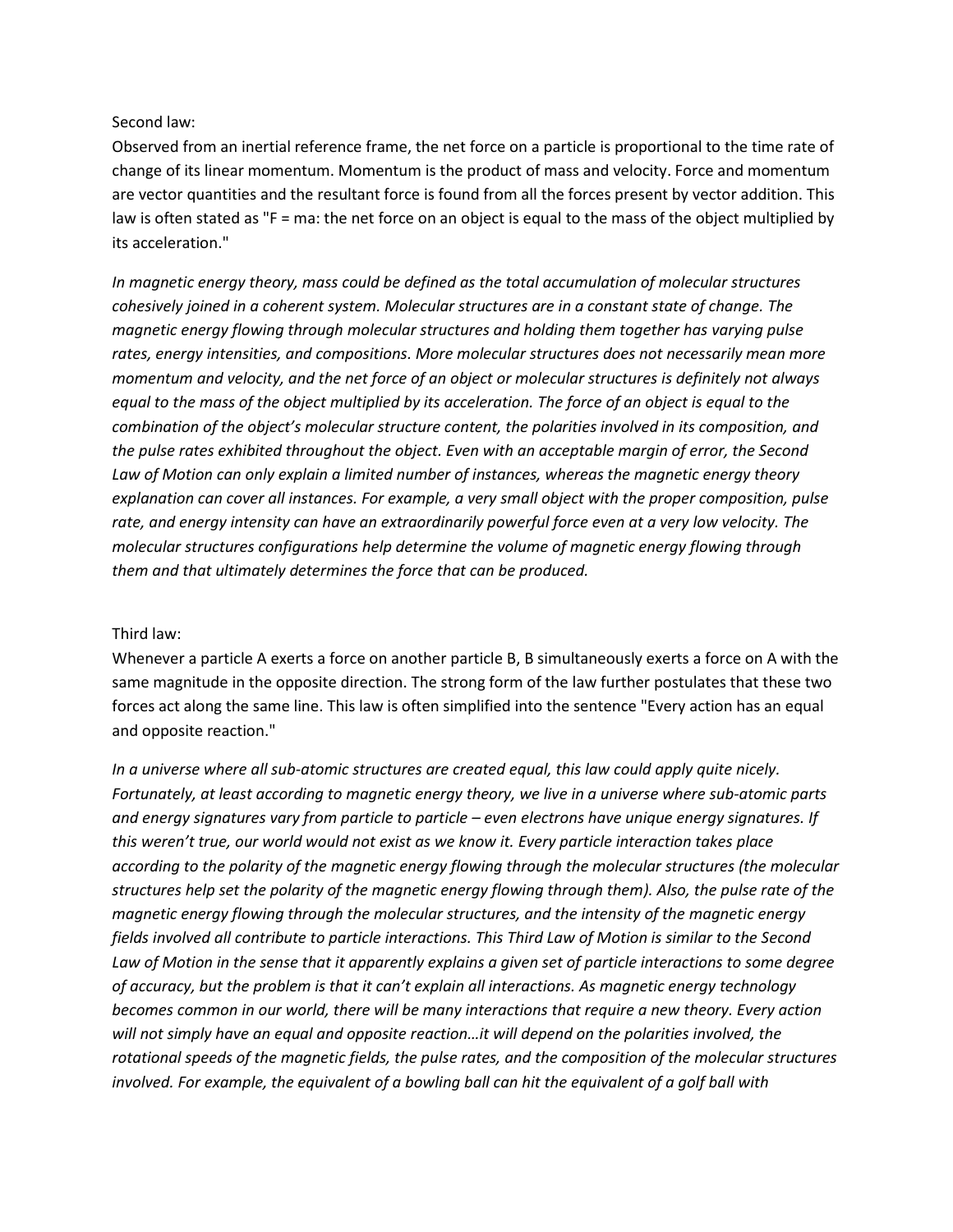Second law:

Observed from an inertial reference frame, the net force on a particle is proportional to the time rate of change of its linear momentum. Momentum is the product of mass and velocity. Force and momentum are vector quantities and the resultant force is found from all the forces present by vector addition. This law is often stated as "F = ma: the net force on an object is equal to the mass of the object multiplied by its acceleration."

*In magnetic energy theory, mass could be defined as the total accumulation of molecular structures cohesively joined in a coherent system. Molecular structures are in a constant state of change. The magnetic energy flowing through molecular structures and holding them together has varying pulse rates, energy intensities, and compositions. More molecular structures does not necessarily mean more momentum and velocity, and the net force of an object or molecular structures is definitely not always equal to the mass of the object multiplied by its acceleration. The force of an object is equal to the combination of the object's molecular structure content, the polarities involved in its composition, and the pulse rates exhibited throughout the object. Even with an acceptable margin of error, the Second Law of Motion can only explain a limited number of instances, whereas the magnetic energy theory explanation can cover all instances. For example, a very small object with the proper composition, pulse rate, and energy intensity can have an extraordinarily powerful force even at a very low velocity. The molecular structures configurations help determine the volume of magnetic energy flowing through them and that ultimately determines the force that can be produced.*

Third law:

Whenever a particle A exerts a force on another particle B, B simultaneously exerts a force on A with the same magnitude in the opposite direction. The strong form of the law further postulates that these two forces act along the same line. This law is often simplified into the sentence "Every action has an equal and opposite reaction."

*In a universe where all sub-atomic structures are created equal, this law could apply quite nicely. Fortunately, at least according to magnetic energy theory, we live in a universe where sub-atomic parts and energy signatures vary from particle to particle – even electrons have unique energy signatures. If this weren't true, our world would not exist as we know it. Every particle interaction takes place according to the polarity of the magnetic energy flowing through the molecular structures (the molecular structures help set the polarity of the magnetic energy flowing through them). Also, the pulse rate of the magnetic energy flowing through the molecular structures, and the intensity of the magnetic energy fields involved all contribute to particle interactions. This Third Law of Motion is similar to the Second Law of Motion in the sense that it apparently explains a given set of particle interactions to some degree of accuracy, but the problem is that it can't explain all interactions. As magnetic energy technology becomes common in our world, there will be many interactions that require a new theory. Every action will not simply have an equal and opposite reaction…it will depend on the polarities involved, the rotational speeds of the magnetic fields, the pulse rates, and the composition of the molecular structures involved. For example, the equivalent of a bowling ball can hit the equivalent of a golf ball with*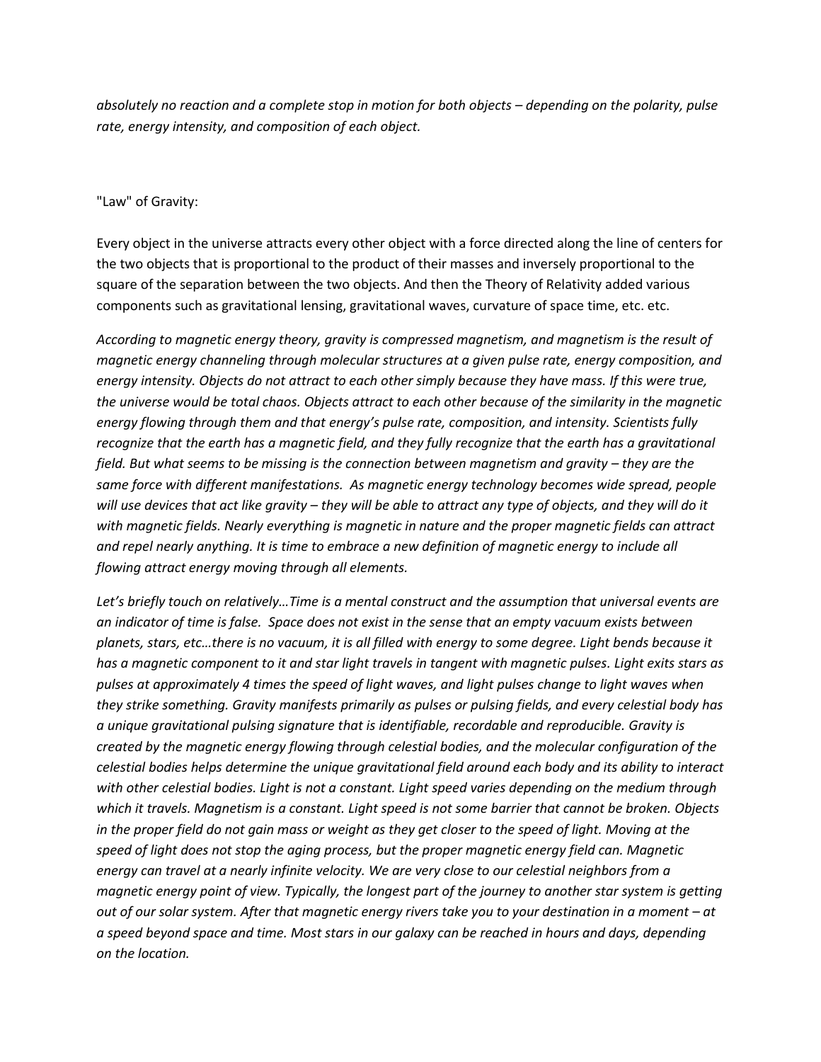*absolutely no reaction and a complete stop in motion for both objects – depending on the polarity, pulse rate, energy intensity, and composition of each object.*

"Law" of Gravity:

Every object in the universe attracts every other object with a force directed along the line of centers for the two objects that is proportional to the product of their masses and inversely proportional to the square of the separation between the two objects. And then the Theory of Relativity added various components such as gravitational lensing, gravitational waves, curvature of space time, etc. etc.

*According to magnetic energy theory, gravity is compressed magnetism, and magnetism is the result of magnetic energy channeling through molecular structures at a given pulse rate, energy composition, and energy intensity. Objects do not attract to each other simply because they have mass. If this were true, the universe would be total chaos. Objects attract to each other because of the similarity in the magnetic energy flowing through them and that energy's pulse rate, composition, and intensity. Scientists fully recognize that the earth has a magnetic field, and they fully recognize that the earth has a gravitational field. But what seems to be missing is the connection between magnetism and gravity – they are the same force with different manifestations. As magnetic energy technology becomes wide spread, people will use devices that act like gravity – they will be able to attract any type of objects, and they will do it with magnetic fields. Nearly everything is magnetic in nature and the proper magnetic fields can attract and repel nearly anything. It is time to embrace a new definition of magnetic energy to include all flowing attract energy moving through all elements.*

*Let's briefly touch on relatively…Time is a mental construct and the assumption that universal events are an indicator of time is false. Space does not exist in the sense that an empty vacuum exists between planets, stars, etc…there is no vacuum, it is all filled with energy to some degree. Light bends because it has a magnetic component to it and star light travels in tangent with magnetic pulses. Light exits stars as pulses at approximately 4 times the speed of light waves, and light pulses change to light waves when they strike something. Gravity manifests primarily as pulses or pulsing fields, and every celestial body has a unique gravitational pulsing signature that is identifiable, recordable and reproducible. Gravity is created by the magnetic energy flowing through celestial bodies, and the molecular configuration of the celestial bodies helps determine the unique gravitational field around each body and its ability to interact with other celestial bodies. Light is not a constant. Light speed varies depending on the medium through which it travels. Magnetism is a constant. Light speed is not some barrier that cannot be broken. Objects in the proper field do not gain mass or weight as they get closer to the speed of light. Moving at the speed of light does not stop the aging process, but the proper magnetic energy field can. Magnetic energy can travel at a nearly infinite velocity. We are very close to our celestial neighbors from a magnetic energy point of view. Typically, the longest part of the journey to another star system is getting out of our solar system. After that magnetic energy rivers take you to your destination in a moment – at a speed beyond space and time. Most stars in our galaxy can be reached in hours and days, depending on the location.*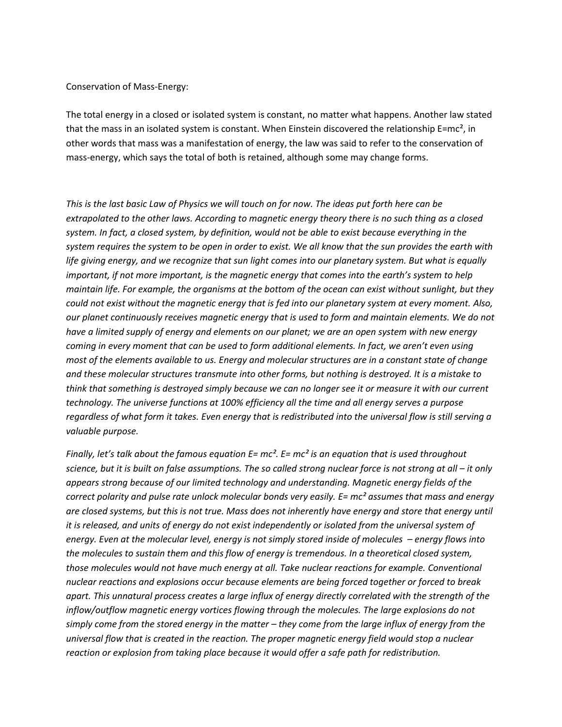Conservation of Mass-Energy:

The total energy in a closed or isolated system is constant, no matter what happens. Another law stated that the mass in an isolated system is constant. When Einstein discovered the relationship $E=mc^2$, in other words that mass was a manifestation of energy, the law was said to refer to the conservation of mass-energy, which says the total of both is retained, although some may change forms.

*This is the last basic Law of Physics we will touch on for now. The ideas put forth here can be extrapolated to the other laws. According to magnetic energy theory there is no such thing as a closed system. In fact, a closed system, by definition, would not be able to exist because everything in the system requires the system to be open in order to exist. We all know that the sun provides the earth with life giving energy, and we recognize that sun light comes into our planetary system. But what is equally important, if not more important, is the magnetic energy that comes into the earth's system to help maintain life. For example, the organisms at the bottom of the ocean can exist without sunlight, but they could not exist without the magnetic energy that is fed into our planetary system at every moment. Also, our planet continuously receives magnetic energy that is used to form and maintain elements. We do not have a limited supply of energy and elements on our planet; we are an open system with new energy coming in every moment that can be used to form additional elements. In fact, we aren't even using most of the elements available to us. Energy and molecular structures are in a constant state of change and these molecular structures transmute into other forms, but nothing is destroyed. It is a mistake to think that something is destroyed simply because we can no longer see it or measure it with our current technology. The universe functions at 100% efficiency all the time and all energy serves a purpose regardless of what form it takes. Even energy that is redistributed into the universal flow is still serving a valuable purpose.*

*Finally, let's talk about the famous equation $E= mc^2$. $E= mc^2$ is an equation that is used throughout science, but it is built on false assumptions. The so called strong nuclear force is not strong at all – it only appears strong because of our limited technology and understanding. Magnetic energy fields of the correct polarity and pulse rate unlock molecular bonds very easily. $E= mc^2$ assumes that mass and energy are closed systems, but this is not true. Mass does not inherently have energy and store that energy until it is released, and units of energy do not exist independently or isolated from the universal system of energy. Even at the molecular level, energy is not simply stored inside of molecules – energy flows into the molecules to sustain them and this flow of energy is tremendous. In a theoretical closed system, those molecules would not have much energy at all. Take nuclear reactions for example. Conventional nuclear reactions and explosions occur because elements are being forced together or forced to break apart. This unnatural process creates a large influx of energy directly correlated with the strength of the inflow/outflow magnetic energy vortices flowing through the molecules. The large explosions do not simply come from the stored energy in the matter – they come from the large influx of energy from the universal flow that is created in the reaction. The proper magnetic energy field would stop a nuclear reaction or explosion from taking place because it would offer a safe path for redistribution.*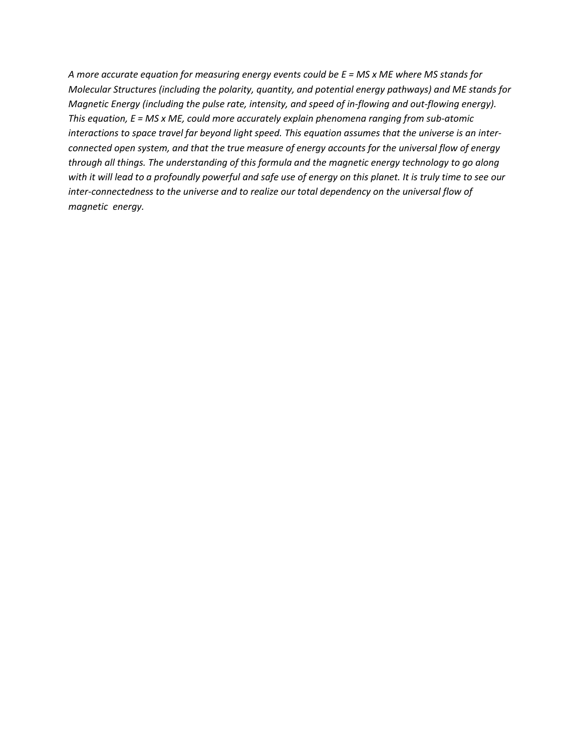*A more accurate equation for measuring energy events could be $E = MS \times ME$ where MS stands for Molecular Structures (including the polarity, quantity, and potential energy pathways) and ME stands for Magnetic Energy (including the pulse rate, intensity, and speed of in-flowing and out-flowing energy). This equation, $E = MS \times ME$, could more accurately explain phenomena ranging from sub-atomic interactions to space travel far beyond light speed. This equation assumes that the universe is an inter-connected open system, and that the true measure of energy accounts for the universal flow of energy through all things. The understanding of this formula and the magnetic energy technology to go along with it will lead to a profoundly powerful and safe use of energy on this planet. It is truly time to see our inter-connectedness to the universe and to realize our total dependency on the universal flow of magnetic energy.*